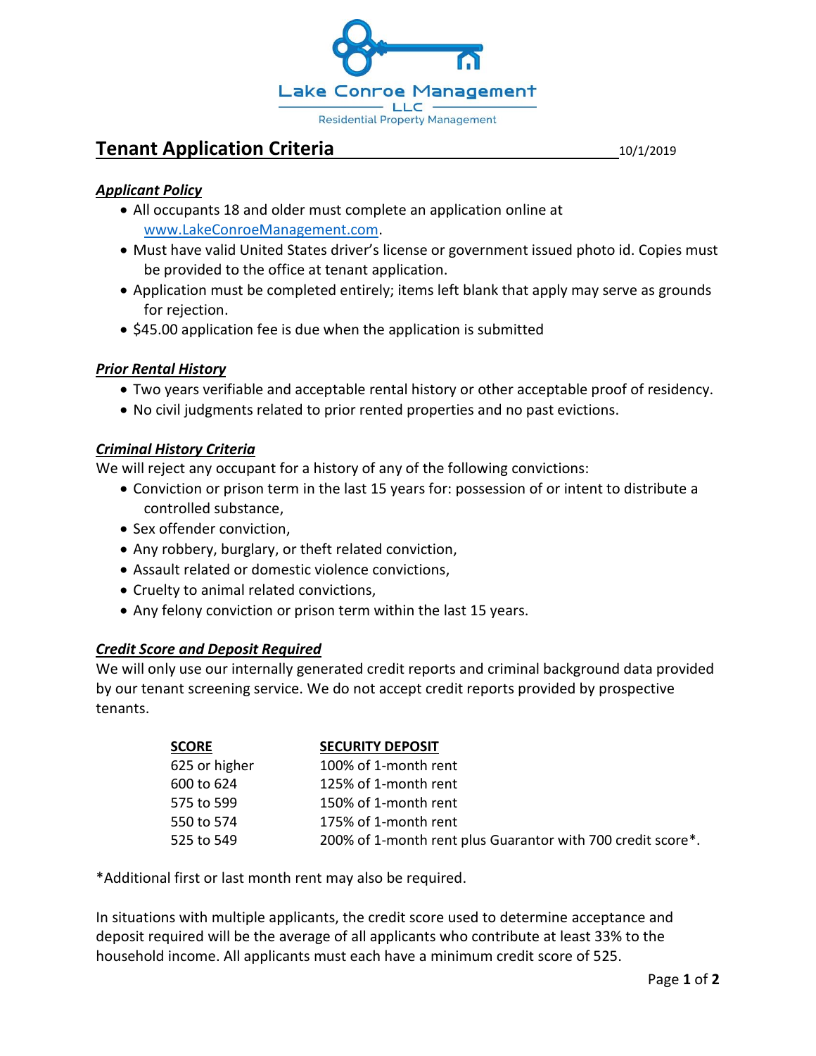Lake Conroe Management LLC

Residential Property Management

# Tenant Application Criteria

10/1/2019

### ***Applicant Policy***

- All occupants 18 and older must complete an application online at [www.LakeConroeManagement.com](http://www.LakeConroeManagement.com).
- Must have valid United States driver's license or government issued photo id. Copies must be provided to the office at tenant application.
- Application must be completed entirely; items left blank that apply may serve as grounds for rejection.
- $45.00 application fee is due when the application is submitted

### ***Prior Rental History***

- Two years verifiable and acceptable rental history or other acceptable proof of residency.
- No civil judgments related to prior rented properties and no past evictions.

### ***Criminal History Criteria***

We will reject any occupant for a history of any of the following convictions:

- Conviction or prison term in the last 15 years for: possession of or intent to distribute a controlled substance,
- Sex offender conviction,
- Any robbery, burglary, or theft related conviction,
- Assault related or domestic violence convictions,
- Cruelty to animal related convictions,
- Any felony conviction or prison term within the last 15 years.

### ***Credit Score and Deposit Required***

We will only use our internally generated credit reports and criminal background data provided by our tenant screening service. We do not accept credit reports provided by prospective tenants.

| SCORE | SECURITY DEPOSIT |
|---|---|
| 625 or higher | 100% of 1-month rent |
| 600 to 624 | 125% of 1-month rent |
| 575 to 599 | 150% of 1-month rent |
| 550 to 574 | 175% of 1-month rent |
| 525 to 549 | 200% of 1-month rent plus Guarantor with 700 credit score*. |

*Additional first or last month rent may also be required.

In situations with multiple applicants, the credit score used to determine acceptance and deposit required will be the average of all applicants who contribute at least 33% to the household income. All applicants must each have a minimum credit score of 525.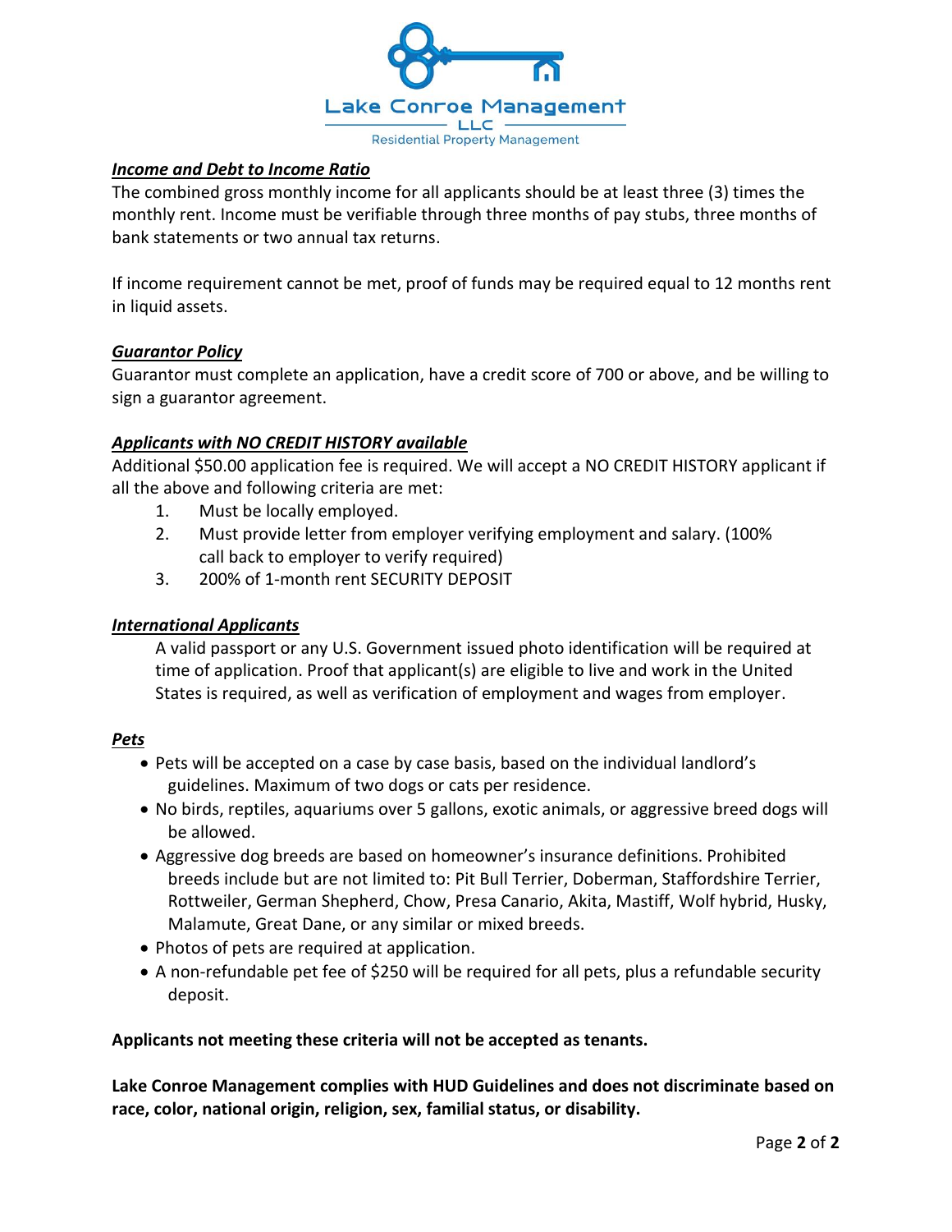Lake Conroe Management LLC

Residential Property Management

***Income and Debt to Income Ratio***

The combined gross monthly income for all applicants should be at least three (3) times the monthly rent. Income must be verifiable through three months of pay stubs, three months of bank statements or two annual tax returns.

If income requirement cannot be met, proof of funds may be required equal to 12 months rent in liquid assets.

***Guarantor Policy***

Guarantor must complete an application, have a credit score of 700 or above, and be willing to sign a guarantor agreement.

***Applicants with NO CREDIT HISTORY available***

Additional $50.00 application fee is required. We will accept a NO CREDIT HISTORY applicant if all the above and following criteria are met:

1. Must be locally employed.
2. Must provide letter from employer verifying employment and salary. (100% call back to employer to verify required)
3. 200% of 1-month rent SECURITY DEPOSIT

***International Applicants***

A valid passport or any U.S. Government issued photo identification will be required at time of application. Proof that applicant(s) are eligible to live and work in the United States is required, as well as verification of employment and wages from employer.

***Pets***

- Pets will be accepted on a case by case basis, based on the individual landlord's guidelines. Maximum of two dogs or cats per residence.
- No birds, reptiles, aquariums over 5 gallons, exotic animals, or aggressive breed dogs will be allowed.
- Aggressive dog breeds are based on homeowner's insurance definitions. Prohibited breeds include but are not limited to: Pit Bull Terrier, Doberman, Staffordshire Terrier, Rottweiler, German Shepherd, Chow, Presa Canario, Akita, Mastiff, Wolf hybrid, Husky, Malamute, Great Dane, or any similar or mixed breeds.
- Photos of pets are required at application.
- A non-refundable pet fee of $250 will be required for all pets, plus a refundable security deposit.

**Applicants not meeting these criteria will not be accepted as tenants.**

**Lake Conroe Management complies with HUD Guidelines and does not discriminate based on race, color, national origin, religion, sex, familial status, or disability.**